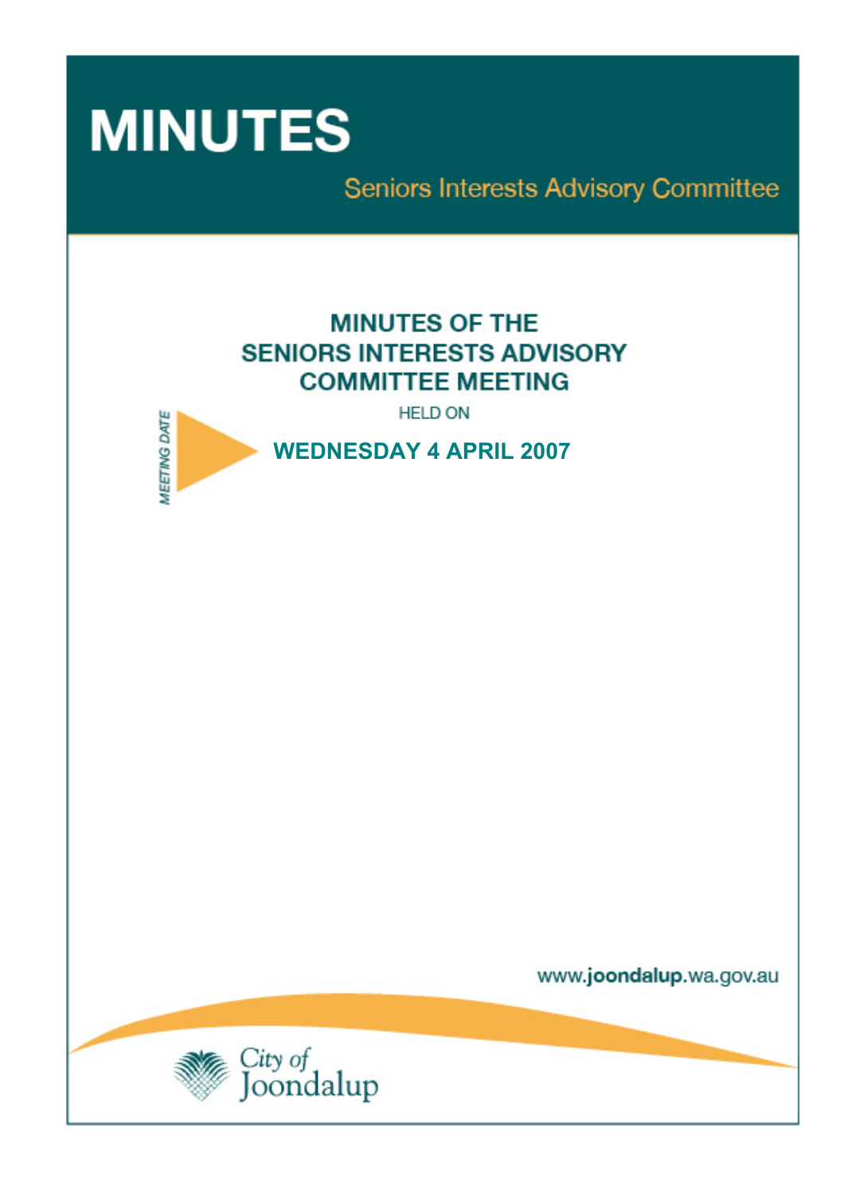# MINUTES

Seniors Interests Advisory Committee

## MINUTES OF THE SENIORS INTERESTS ADVISORY COMMITTEE MEETING

*MEETING DATE*

HELD ON

**WEDNESDAY 4 APRIL 2007**

www.joondalup.wa.gov.au

City of Joondalup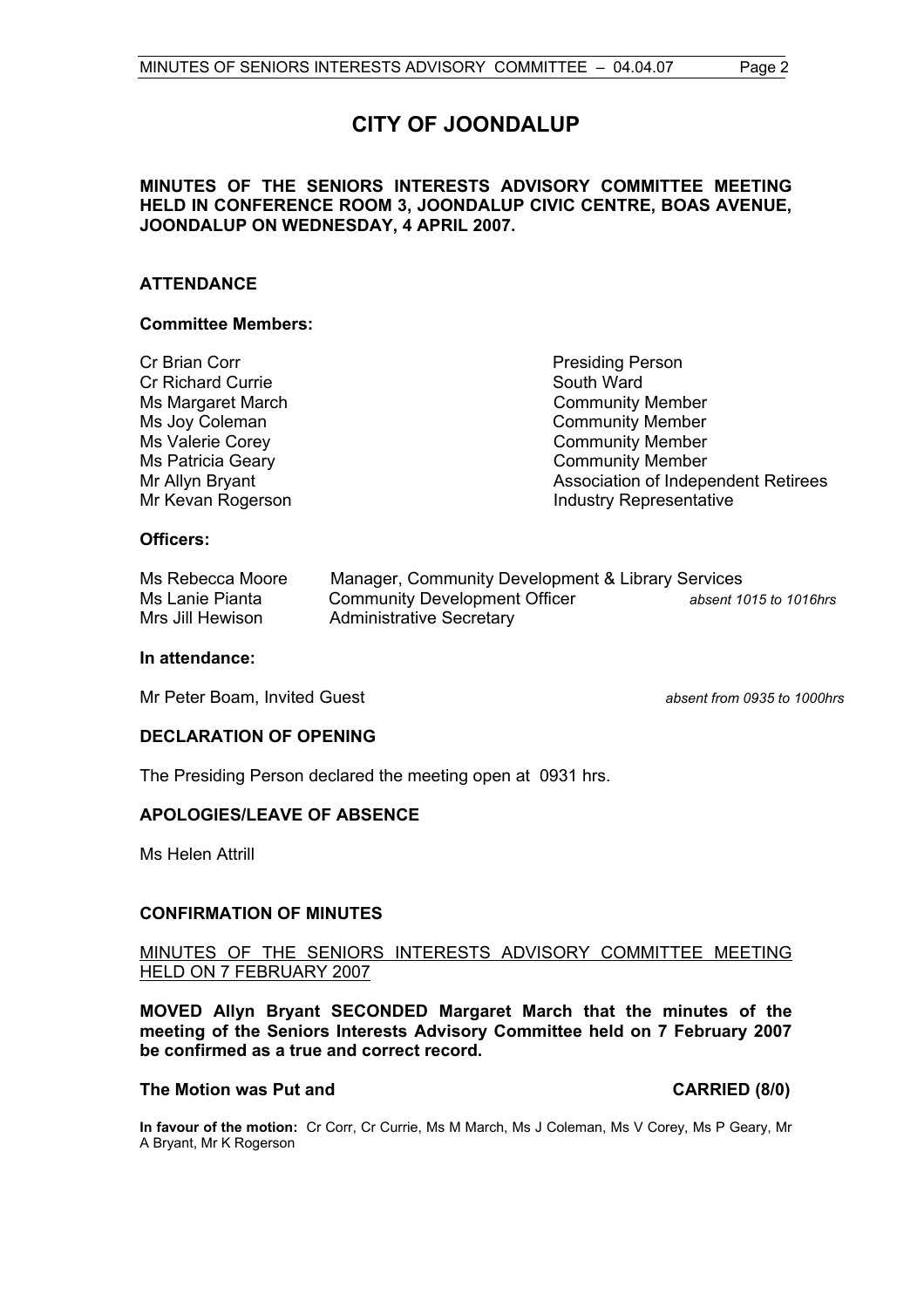# CITY OF JOONDALUP

**MINUTES OF THE SENIORS INTERESTS ADVISORY COMMITTEE MEETING HELD IN CONFERENCE ROOM 3, JOONDALUP CIVIC CENTRE, BOAS AVENUE, JOONDALUP ON WEDNESDAY, 4 APRIL 2007.**

## ATTENDANCE

### Committee Members:

| | |
|---|---|
| Cr Brian Corr | Presiding Person |
| Cr Richard Currie | South Ward |
| Ms Margaret March | Community Member |
| Ms Joy Coleman | Community Member |
| Ms Valerie Corey | Community Member |
| Ms Patricia Geary | Community Member |
| Mr Allyn Bryant | Association of Independent Retirees |
| Mr Kevan Rogerson | Industry Representative |

### Officers:

| | | |
|---|---|---|
| Ms Rebecca Moore | Manager, Community Development & Library Services | |
| Ms Lanie Pianta | Community Development Officer | *absent 1015 to 1016hrs* |
| Mrs Jill Hewison | Administrative Secretary | |

### In attendance:

Mr Peter Boam, Invited Guest *absent from 0935 to 1000hrs*

## DECLARATION OF OPENING

The Presiding Person declared the meeting open at 0931 hrs.

## APOLOGIES/LEAVE OF ABSENCE

Ms Helen Attrill

## CONFIRMATION OF MINUTES

MINUTES OF THE SENIORS INTERESTS ADVISORY COMMITTEE MEETING HELD ON 7 FEBRUARY 2007

**MOVED Allyn Bryant SECONDED Margaret March that the minutes of the meeting of the Seniors Interests Advisory Committee held on 7 February 2007 be confirmed as a true and correct record.**

**The Motion was Put and CARRIED (8/0)**

**In favour of the motion:** Cr Corr, Cr Currie, Ms M March, Ms J Coleman, Ms V Corey, Ms P Geary, Mr A Bryant, Mr K Rogerson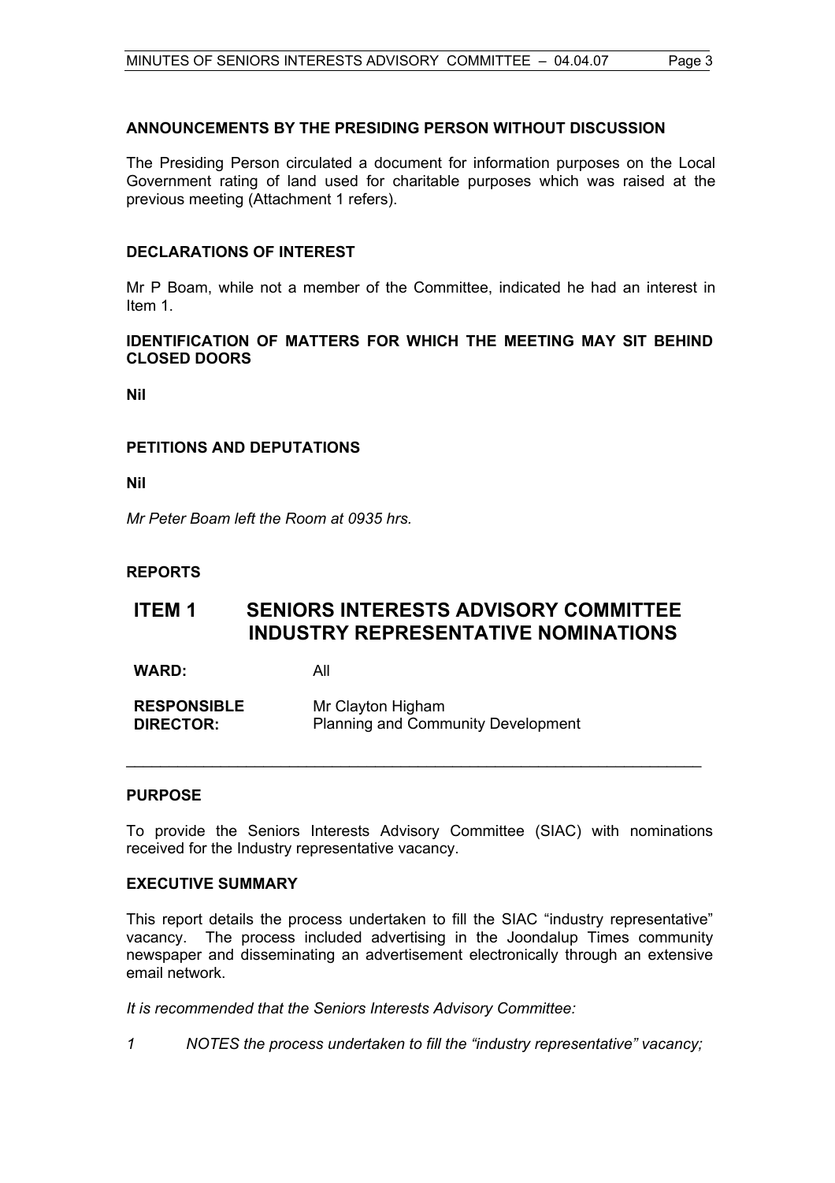**ANNOUNCEMENTS BY THE PRESIDING PERSON WITHOUT DISCUSSION**

The Presiding Person circulated a document for information purposes on the Local Government rating of land used for charitable purposes which was raised at the previous meeting (Attachment 1 refers).

**DECLARATIONS OF INTEREST**

Mr P Boam, while not a member of the Committee, indicated he had an interest in Item 1.

**IDENTIFICATION OF MATTERS FOR WHICH THE MEETING MAY SIT BEHIND CLOSED DOORS**

**Nil**

**PETITIONS AND DEPUTATIONS**

**Nil**

*Mr Peter Boam left the Room at 0935 hrs.*

**REPORTS**

## ITEM 1 SENIORS INTERESTS ADVISORY COMMITTEE INDUSTRY REPRESENTATIVE NOMINATIONS

**WARD:** All

**RESPONSIBLE DIRECTOR:** Mr Clayton Higham
Planning and Community Development

---

**PURPOSE**

To provide the Seniors Interests Advisory Committee (SIAC) with nominations received for the Industry representative vacancy.

**EXECUTIVE SUMMARY**

This report details the process undertaken to fill the SIAC "industry representative" vacancy. The process included advertising in the Joondalup Times community newspaper and disseminating an advertisement electronically through an extensive email network.

*It is recommended that the Seniors Interests Advisory Committee:*

*1 NOTES the process undertaken to fill the "industry representative" vacancy;*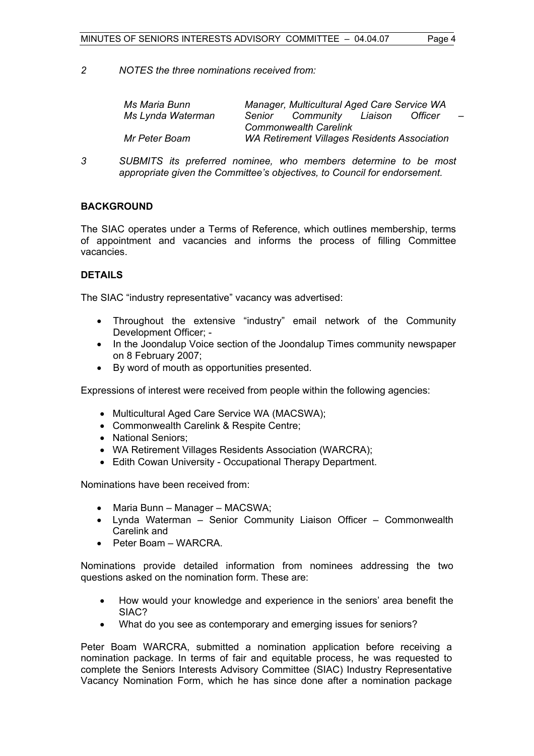*2 NOTES the three nominations received from:*

| | |
|---|---|
| *Ms Maria Bunn* | *Manager, Multicultural Aged Care Service WA* |
| *Ms Lynda Waterman* | *Senior Community Liaison Officer – Commonwealth Carelink* |
| *Mr Peter Boam* | *WA Retirement Villages Residents Association* |

*3 SUBMITS its preferred nominee, who members determine to be most appropriate given the Committee's objectives, to Council for endorsement.*

## BACKGROUND

The SIAC operates under a Terms of Reference, which outlines membership, terms of appointment and vacancies and informs the process of filling Committee vacancies.

## DETAILS

The SIAC "industry representative" vacancy was advertised:

- Throughout the extensive "industry" email network of the Community Development Officer; -
- In the Joondalup Voice section of the Joondalup Times community newspaper on 8 February 2007;
- By word of mouth as opportunities presented.

Expressions of interest were received from people within the following agencies:

- Multicultural Aged Care Service WA (MACSWA);
- Commonwealth Carelink & Respite Centre;
- National Seniors;
- WA Retirement Villages Residents Association (WARCRA);
- Edith Cowan University - Occupational Therapy Department.

Nominations have been received from:

- Maria Bunn – Manager – MACSWA;
- Lynda Waterman – Senior Community Liaison Officer – Commonwealth Carelink and
- Peter Boam – WARCRA.

Nominations provide detailed information from nominees addressing the two questions asked on the nomination form. These are:

- How would your knowledge and experience in the seniors' area benefit the SIAC?
- What do you see as contemporary and emerging issues for seniors?

Peter Boam WARCRA, submitted a nomination application before receiving a nomination package. In terms of fair and equitable process, he was requested to complete the Seniors Interests Advisory Committee (SIAC) Industry Representative Vacancy Nomination Form, which he has since done after a nomination package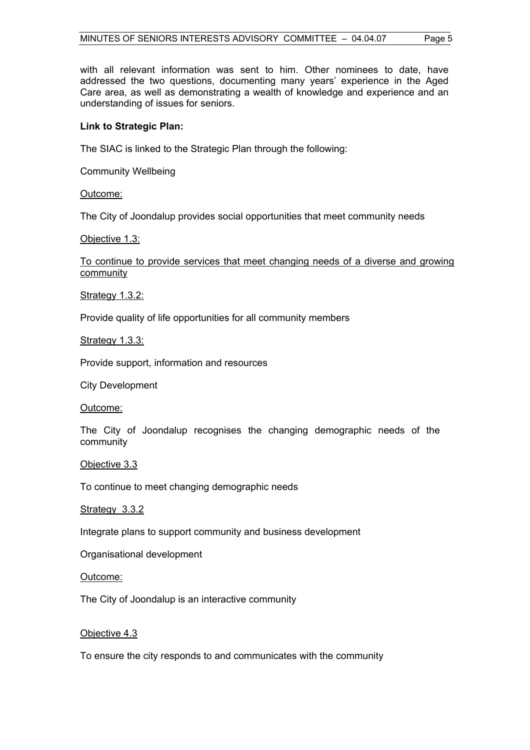with all relevant information was sent to him. Other nominees to date, have addressed the two questions, documenting many years' experience in the Aged Care area, as well as demonstrating a wealth of knowledge and experience and an understanding of issues for seniors.

**Link to Strategic Plan:**

The SIAC is linked to the Strategic Plan through the following:

Community Wellbeing

Outcome:

The City of Joondalup provides social opportunities that meet community needs

Objective 1.3:

To continue to provide services that meet changing needs of a diverse and growing community

Strategy 1.3.2:

Provide quality of life opportunities for all community members

Strategy 1.3.3:

Provide support, information and resources

City Development

Outcome:

The City of Joondalup recognises the changing demographic needs of the community

Objective 3.3

To continue to meet changing demographic needs

Strategy 3.3.2

Integrate plans to support community and business development

Organisational development

Outcome:

The City of Joondalup is an interactive community

Objective 4.3

To ensure the city responds to and communicates with the community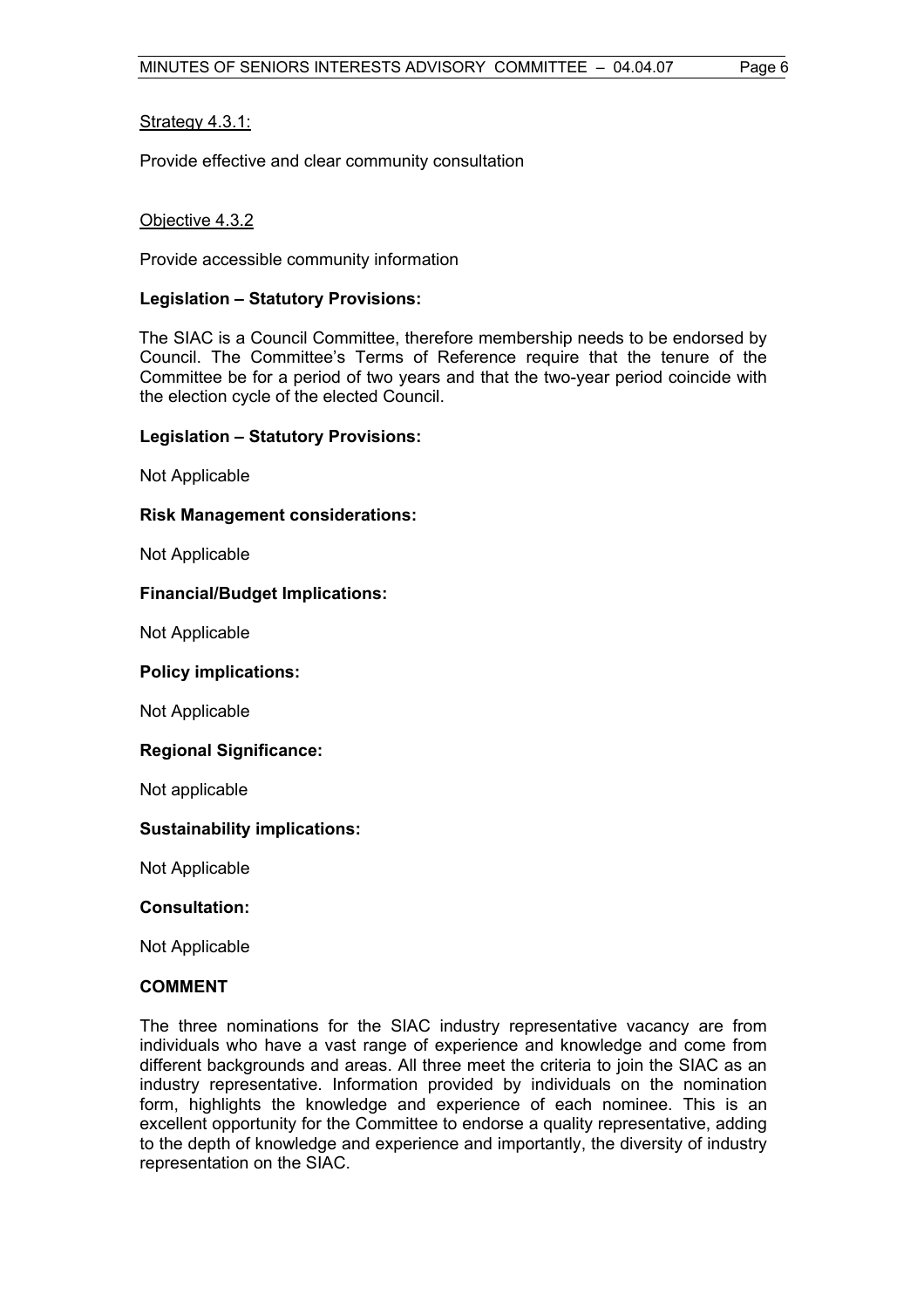Strategy 4.3.1:

Provide effective and clear community consultation

Objective 4.3.2

Provide accessible community information

**Legislation – Statutory Provisions:**

The SIAC is a Council Committee, therefore membership needs to be endorsed by Council. The Committee's Terms of Reference require that the tenure of the Committee be for a period of two years and that the two-year period coincide with the election cycle of the elected Council.

**Legislation – Statutory Provisions:**

Not Applicable

**Risk Management considerations:**

Not Applicable

**Financial/Budget Implications:**

Not Applicable

**Policy implications:**

Not Applicable

**Regional Significance:**

Not applicable

**Sustainability implications:**

Not Applicable

**Consultation:**

Not Applicable

**COMMENT**

The three nominations for the SIAC industry representative vacancy are from individuals who have a vast range of experience and knowledge and come from different backgrounds and areas. All three meet the criteria to join the SIAC as an industry representative. Information provided by individuals on the nomination form, highlights the knowledge and experience of each nominee. This is an excellent opportunity for the Committee to endorse a quality representative, adding to the depth of knowledge and experience and importantly, the diversity of industry representation on the SIAC.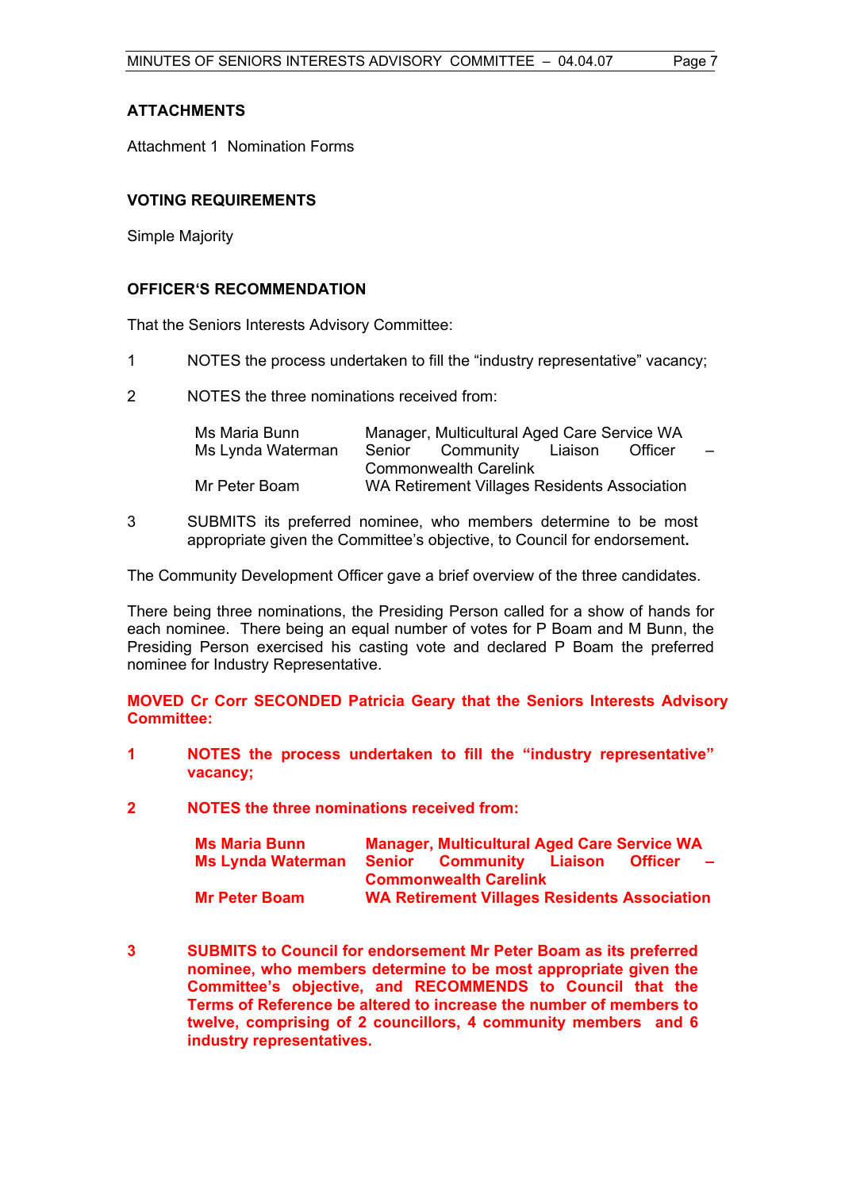**ATTACHMENTS**

Attachment 1 Nomination Forms

**VOTING REQUIREMENTS**

Simple Majority

**OFFICER'S RECOMMENDATION**

That the Seniors Interests Advisory Committee:

1 NOTES the process undertaken to fill the "industry representative" vacancy;

2 NOTES the three nominations received from:

| | |
|---|---|
| Ms Maria Bunn | Manager, Multicultural Aged Care Service WA |
| Ms Lynda Waterman | Senior Community Liaison Officer – Commonwealth Carelink |
| Mr Peter Boam | WA Retirement Villages Residents Association |

3 SUBMITS its preferred nominee, who members determine to be most appropriate given the Committee's objective, to Council for endorsement.

The Community Development Officer gave a brief overview of the three candidates.

There being three nominations, the Presiding Person called for a show of hands for each nominee. There being an equal number of votes for P Boam and M Bunn, the Presiding Person exercised his casting vote and declared P Boam the preferred nominee for Industry Representative.

**MOVED Cr Corr SECONDED Patricia Geary that the Seniors Interests Advisory Committee:**

**1 NOTES the process undertaken to fill the "industry representative" vacancy;**

**2 NOTES the three nominations received from:**

| | |
|---|---|
| **Ms Maria Bunn** | **Manager, Multicultural Aged Care Service WA** |
| **Ms Lynda Waterman** | **Senior Community Liaison Officer – Commonwealth Carelink** |
| **Mr Peter Boam** | **WA Retirement Villages Residents Association** |

**3 SUBMITS to Council for endorsement Mr Peter Boam as its preferred nominee, who members determine to be most appropriate given the Committee's objective, and RECOMMENDS to Council that the Terms of Reference be altered to increase the number of members to twelve, comprising of 2 councillors, 4 community members and 6 industry representatives.**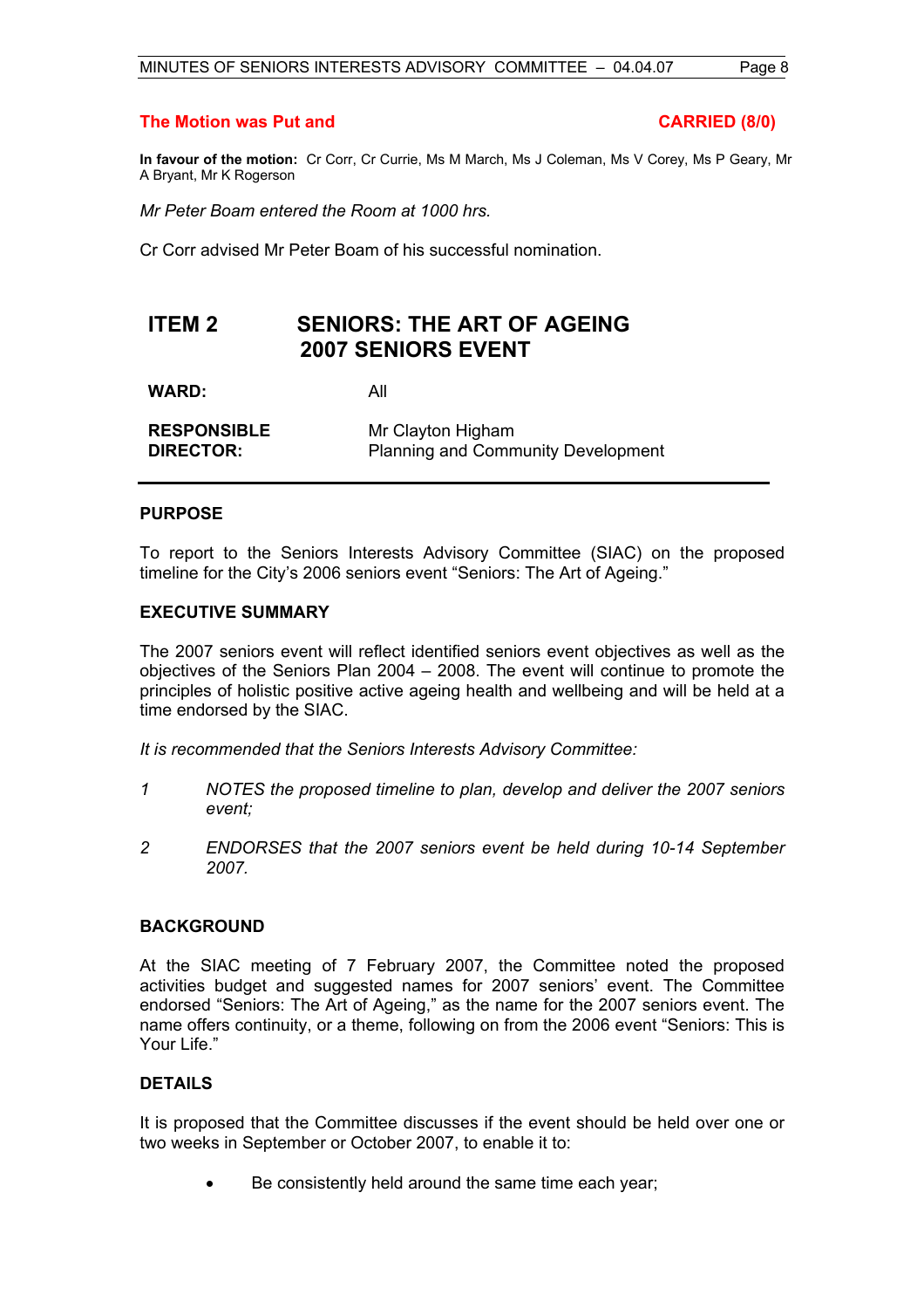**The Motion was Put and CARRIED (8/0)**

**In favour of the motion:** Cr Corr, Cr Currie, Ms M March, Ms J Coleman, Ms V Corey, Ms P Geary, Mr A Bryant, Mr K Rogerson

*Mr Peter Boam entered the Room at 1000 hrs.*

Cr Corr advised Mr Peter Boam of his successful nomination.

## ITEM 2 SENIORS: THE ART OF AGEING 2007 SENIORS EVENT

**WARD:** All

**RESPONSIBLE DIRECTOR:** Mr Clayton Higham
Planning and Community Development

### PURPOSE

To report to the Seniors Interests Advisory Committee (SIAC) on the proposed timeline for the City's 2006 seniors event "Seniors: The Art of Ageing."

### EXECUTIVE SUMMARY

The 2007 seniors event will reflect identified seniors event objectives as well as the objectives of the Seniors Plan 2004 – 2008. The event will continue to promote the principles of holistic positive active ageing health and wellbeing and will be held at a time endorsed by the SIAC.

*It is recommended that the Seniors Interests Advisory Committee:*

*1 NOTES the proposed timeline to plan, develop and deliver the 2007 seniors event;*

*2 ENDORSES that the 2007 seniors event be held during 10-14 September 2007.*

### BACKGROUND

At the SIAC meeting of 7 February 2007, the Committee noted the proposed activities budget and suggested names for 2007 seniors' event. The Committee endorsed "Seniors: The Art of Ageing," as the name for the 2007 seniors event. The name offers continuity, or a theme, following on from the 2006 event "Seniors: This is Your Life."

### DETAILS

It is proposed that the Committee discusses if the event should be held over one or two weeks in September or October 2007, to enable it to:

- Be consistently held around the same time each year;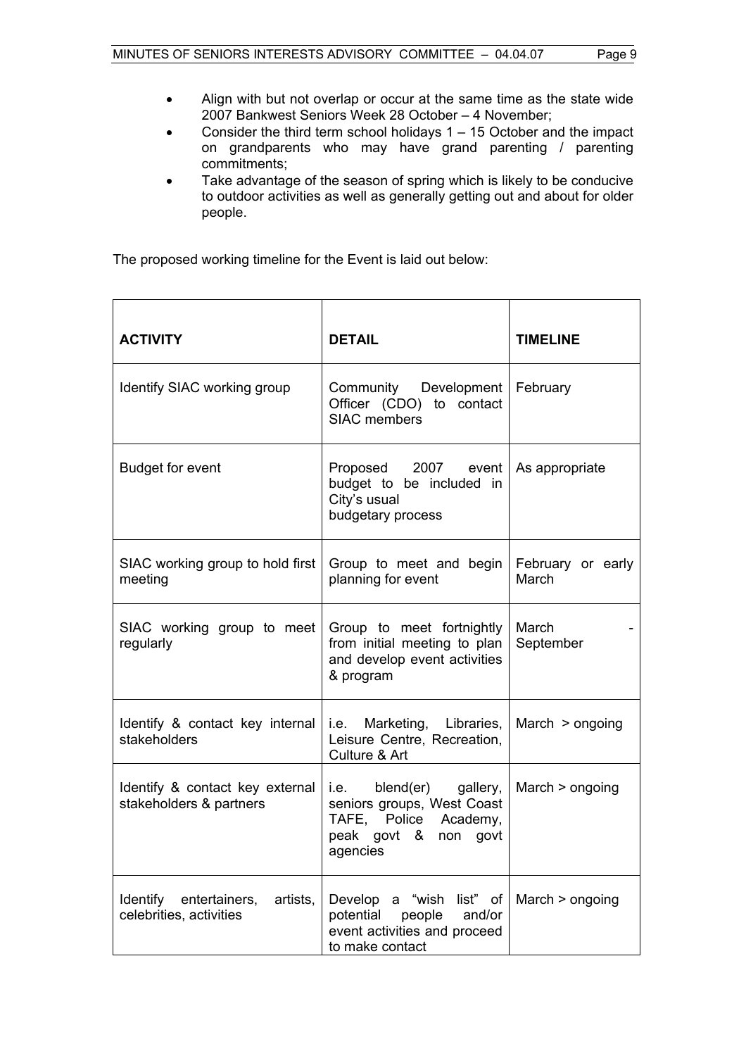- Align with but not overlap or occur at the same time as the state wide 2007 Bankwest Seniors Week 28 October – 4 November;
- Consider the third term school holidays 1 – 15 October and the impact on grandparents who may have grand parenting / parenting commitments;
- Take advantage of the season of spring which is likely to be conducive to outdoor activities as well as generally getting out and about for older people.

The proposed working timeline for the Event is laid out below:

| **ACTIVITY** | **DETAIL** | **TIMELINE** |
|---|---|---|
| Identify SIAC working group | Community Development Officer (CDO) to contact SIAC members | February |
| Budget for event | Proposed 2007 event budget to be included in City's usual budgetary process | As appropriate |
| SIAC working group to hold first meeting | Group to meet and begin planning for event | February or early March |
| SIAC working group to meet regularly | Group to meet fortnightly from initial meeting to plan and develop event activities & program | March - September |
| Identify & contact key internal stakeholders | i.e. Marketing, Libraries, Leisure Centre, Recreation, Culture & Art | March > ongoing |
| Identify & contact key external stakeholders & partners | i.e. blend(er) gallery, seniors groups, West Coast TAFE, Police Academy, peak govt & non govt agencies | March > ongoing |
| Identify entertainers, artists, celebrities, activities | Develop a "wish list" of potential people and/or event activities and proceed to make contact | March > ongoing |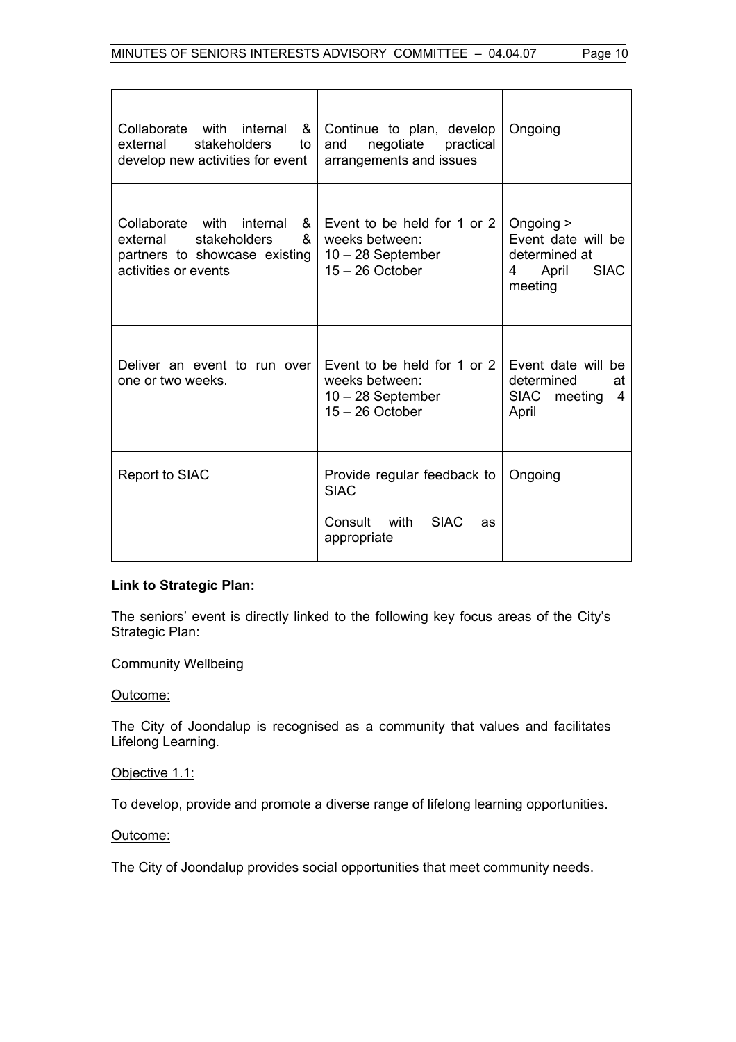| | | |
|---|---|---|
| Collaborate with internal & external stakeholders to develop new activities for event | Continue to plan, develop and negotiate practical arrangements and issues | Ongoing |
| Collaborate with internal & external stakeholders & partners to showcase existing activities or events | Event to be held for 1 or 2 weeks between:<br>10 – 28 September<br>15 – 26 October | Ongoing ><br>Event date will be determined at 4 April SIAC meeting |
| Deliver an event to run over one or two weeks. | Event to be held for 1 or 2 weeks between:<br>10 – 28 September<br>15 – 26 October | Event date will be determined at SIAC meeting 4 April |
| Report to SIAC | Provide regular feedback to SIAC<br><br>Consult with SIAC as appropriate | Ongoing |

**Link to Strategic Plan:**

The seniors' event is directly linked to the following key focus areas of the City's Strategic Plan:

Community Wellbeing

Outcome:

The City of Joondalup is recognised as a community that values and facilitates Lifelong Learning.

Objective 1.1:

To develop, provide and promote a diverse range of lifelong learning opportunities.

Outcome:

The City of Joondalup provides social opportunities that meet community needs.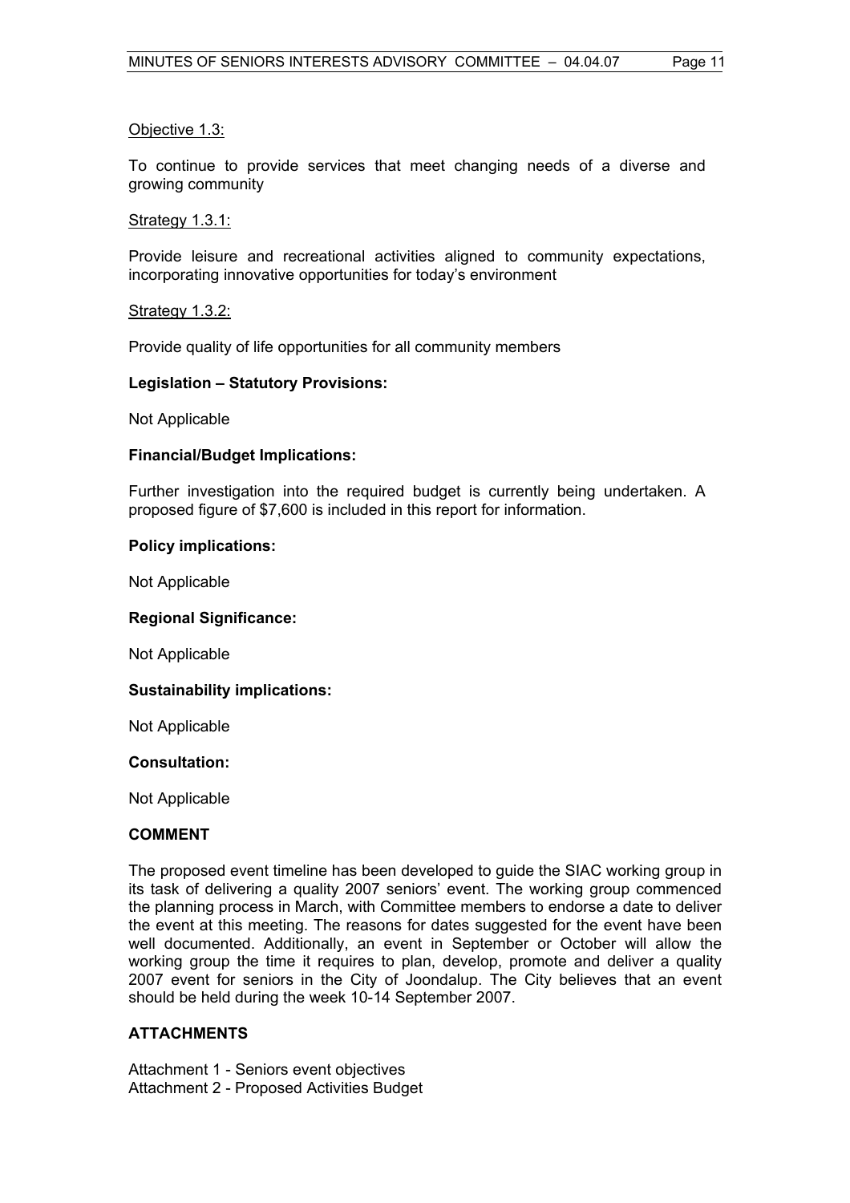Objective 1.3:

To continue to provide services that meet changing needs of a diverse and growing community

Strategy 1.3.1:

Provide leisure and recreational activities aligned to community expectations, incorporating innovative opportunities for today's environment

Strategy 1.3.2:

Provide quality of life opportunities for all community members

**Legislation – Statutory Provisions:**

Not Applicable

**Financial/Budget Implications:**

Further investigation into the required budget is currently being undertaken. A proposed figure of $7,600 is included in this report for information.

**Policy implications:**

Not Applicable

**Regional Significance:**

Not Applicable

**Sustainability implications:**

Not Applicable

**Consultation:**

Not Applicable

**COMMENT**

The proposed event timeline has been developed to guide the SIAC working group in its task of delivering a quality 2007 seniors' event. The working group commenced the planning process in March, with Committee members to endorse a date to deliver the event at this meeting. The reasons for dates suggested for the event have been well documented. Additionally, an event in September or October will allow the working group the time it requires to plan, develop, promote and deliver a quality 2007 event for seniors in the City of Joondalup. The City believes that an event should be held during the week 10-14 September 2007.

**ATTACHMENTS**

Attachment 1 - Seniors event objectives
Attachment 2 - Proposed Activities Budget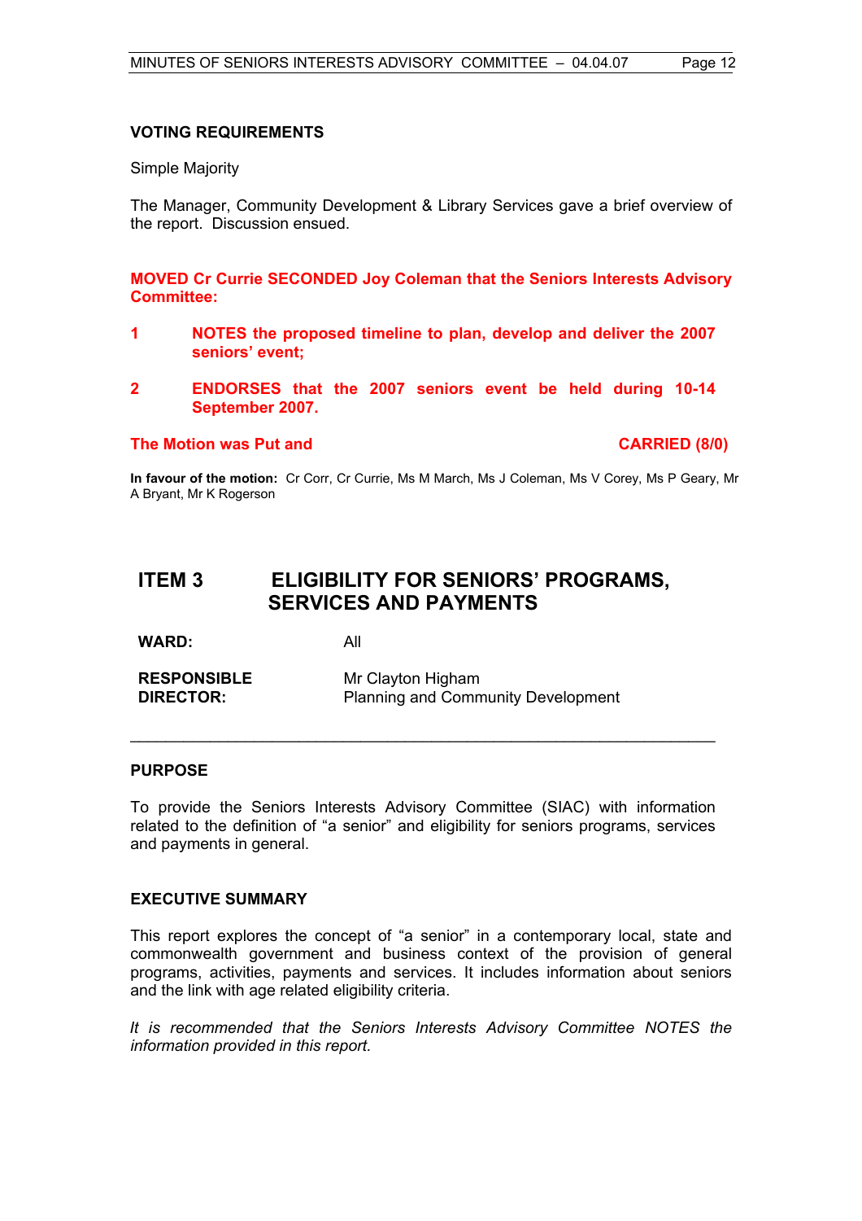### VOTING REQUIREMENTS

Simple Majority

The Manager, Community Development & Library Services gave a brief overview of the report. Discussion ensued.

**MOVED Cr Currie SECONDED Joy Coleman that the Seniors Interests Advisory Committee:**

1. **NOTES the proposed timeline to plan, develop and deliver the 2007 seniors' event;**

2. **ENDORSES that the 2007 seniors event be held during 10-14 September 2007.**

**The Motion was Put and CARRIED (8/0)**

**In favour of the motion:** Cr Corr, Cr Currie, Ms M March, Ms J Coleman, Ms V Corey, Ms P Geary, Mr A Bryant, Mr K Rogerson

## ITEM 3 ELIGIBILITY FOR SENIORS' PROGRAMS, SERVICES AND PAYMENTS

**WARD:** All

**RESPONSIBLE DIRECTOR:** Mr Clayton Higham
Planning and Community Development

---

### PURPOSE

To provide the Seniors Interests Advisory Committee (SIAC) with information related to the definition of "a senior" and eligibility for seniors programs, services and payments in general.

### EXECUTIVE SUMMARY

This report explores the concept of "a senior" in a contemporary local, state and commonwealth government and business context of the provision of general programs, activities, payments and services. It includes information about seniors and the link with age related eligibility criteria.

*It is recommended that the Seniors Interests Advisory Committee NOTES the information provided in this report.*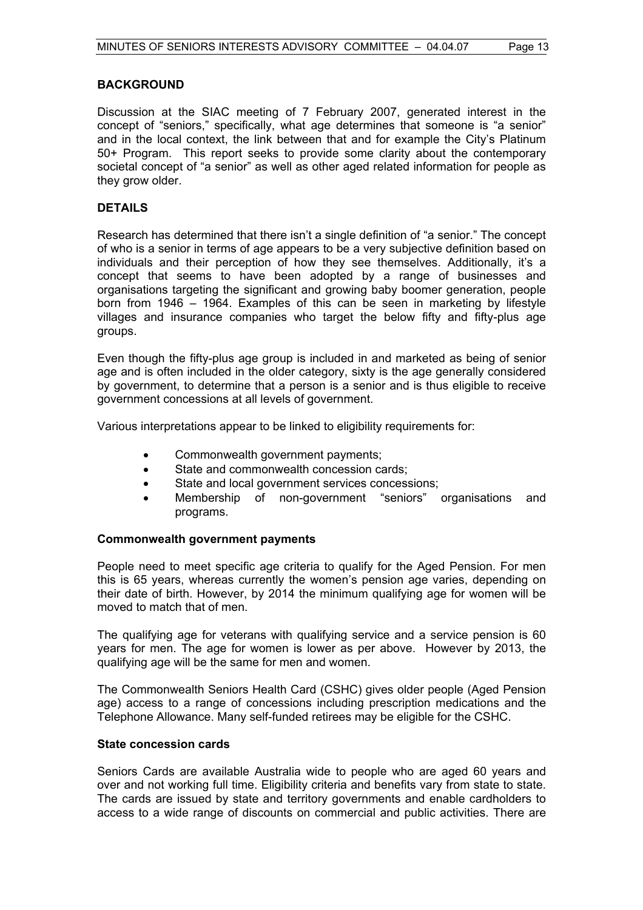**BACKGROUND**

Discussion at the SIAC meeting of 7 February 2007, generated interest in the concept of "seniors," specifically, what age determines that someone is "a senior" and in the local context, the link between that and for example the City's Platinum 50+ Program. This report seeks to provide some clarity about the contemporary societal concept of "a senior" as well as other aged related information for people as they grow older.

**DETAILS**

Research has determined that there isn't a single definition of "a senior." The concept of who is a senior in terms of age appears to be a very subjective definition based on individuals and their perception of how they see themselves. Additionally, it's a concept that seems to have been adopted by a range of businesses and organisations targeting the significant and growing baby boomer generation, people born from 1946 – 1964. Examples of this can be seen in marketing by lifestyle villages and insurance companies who target the below fifty and fifty-plus age groups.

Even though the fifty-plus age group is included in and marketed as being of senior age and is often included in the older category, sixty is the age generally considered by government, to determine that a person is a senior and is thus eligible to receive government concessions at all levels of government.

Various interpretations appear to be linked to eligibility requirements for:

- Commonwealth government payments;
- State and commonwealth concession cards;
- State and local government services concessions;
- Membership of non-government "seniors" organisations and programs.

**Commonwealth government payments**

People need to meet specific age criteria to qualify for the Aged Pension. For men this is 65 years, whereas currently the women's pension age varies, depending on their date of birth. However, by 2014 the minimum qualifying age for women will be moved to match that of men.

The qualifying age for veterans with qualifying service and a service pension is 60 years for men. The age for women is lower as per above. However by 2013, the qualifying age will be the same for men and women.

The Commonwealth Seniors Health Card (CSHC) gives older people (Aged Pension age) access to a range of concessions including prescription medications and the Telephone Allowance. Many self-funded retirees may be eligible for the CSHC.

**State concession cards**

Seniors Cards are available Australia wide to people who are aged 60 years and over and not working full time. Eligibility criteria and benefits vary from state to state. The cards are issued by state and territory governments and enable cardholders to access to a wide range of discounts on commercial and public activities. There are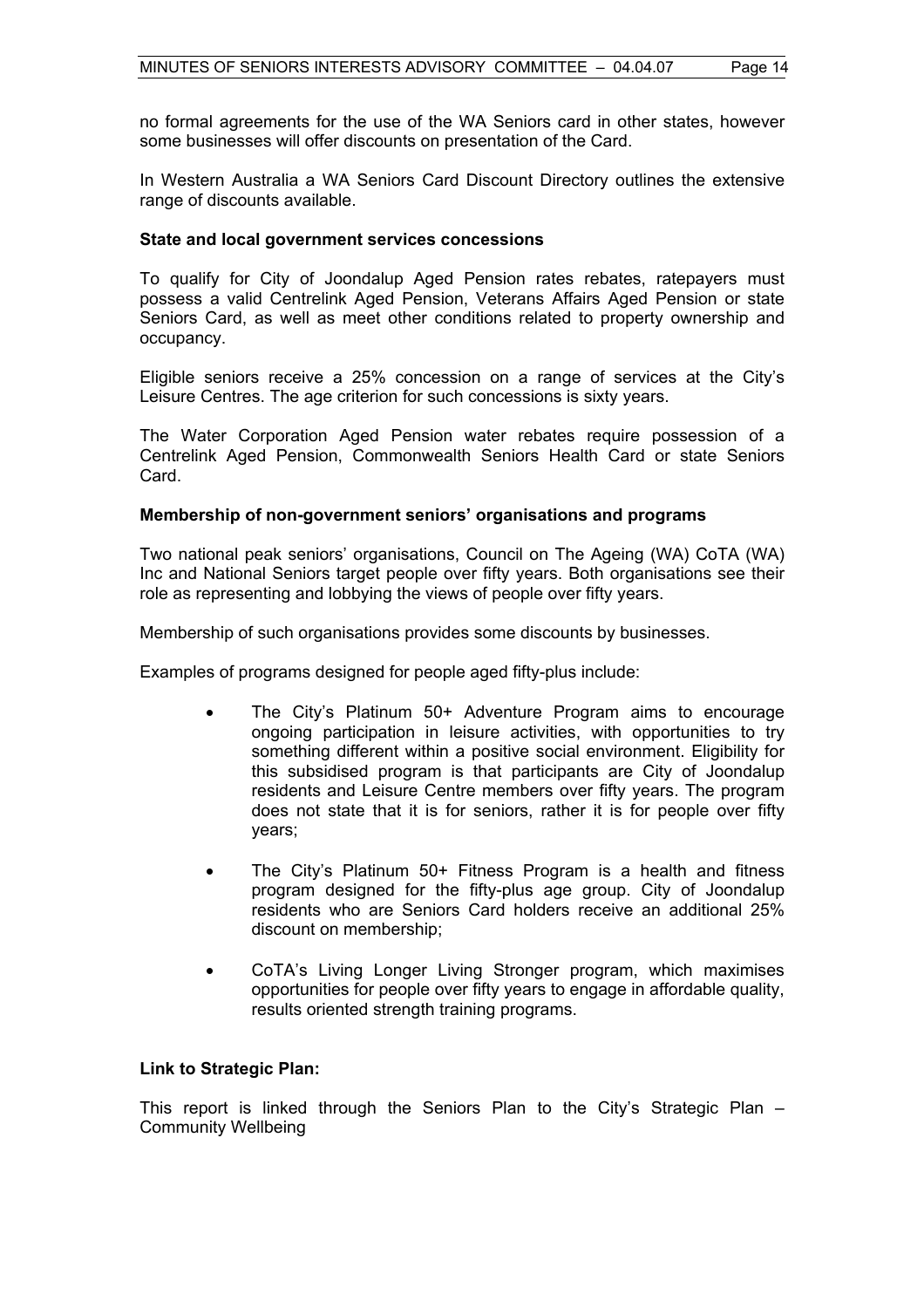no formal agreements for the use of the WA Seniors card in other states, however some businesses will offer discounts on presentation of the Card.

In Western Australia a WA Seniors Card Discount Directory outlines the extensive range of discounts available.

**State and local government services concessions**

To qualify for City of Joondalup Aged Pension rates rebates, ratepayers must possess a valid Centrelink Aged Pension, Veterans Affairs Aged Pension or state Seniors Card, as well as meet other conditions related to property ownership and occupancy.

Eligible seniors receive a 25% concession on a range of services at the City's Leisure Centres. The age criterion for such concessions is sixty years.

The Water Corporation Aged Pension water rebates require possession of a Centrelink Aged Pension, Commonwealth Seniors Health Card or state Seniors Card.

**Membership of non-government seniors' organisations and programs**

Two national peak seniors' organisations, Council on The Ageing (WA) CoTA (WA) Inc and National Seniors target people over fifty years. Both organisations see their role as representing and lobbying the views of people over fifty years.

Membership of such organisations provides some discounts by businesses.

Examples of programs designed for people aged fifty-plus include:

- The City's Platinum 50+ Adventure Program aims to encourage ongoing participation in leisure activities, with opportunities to try something different within a positive social environment. Eligibility for this subsidised program is that participants are City of Joondalup residents and Leisure Centre members over fifty years. The program does not state that it is for seniors, rather it is for people over fifty years;

- The City's Platinum 50+ Fitness Program is a health and fitness program designed for the fifty-plus age group. City of Joondalup residents who are Seniors Card holders receive an additional 25% discount on membership;

- CoTA's Living Longer Living Stronger program, which maximises opportunities for people over fifty years to engage in affordable quality, results oriented strength training programs.

**Link to Strategic Plan:**

This report is linked through the Seniors Plan to the City's Strategic Plan – Community Wellbeing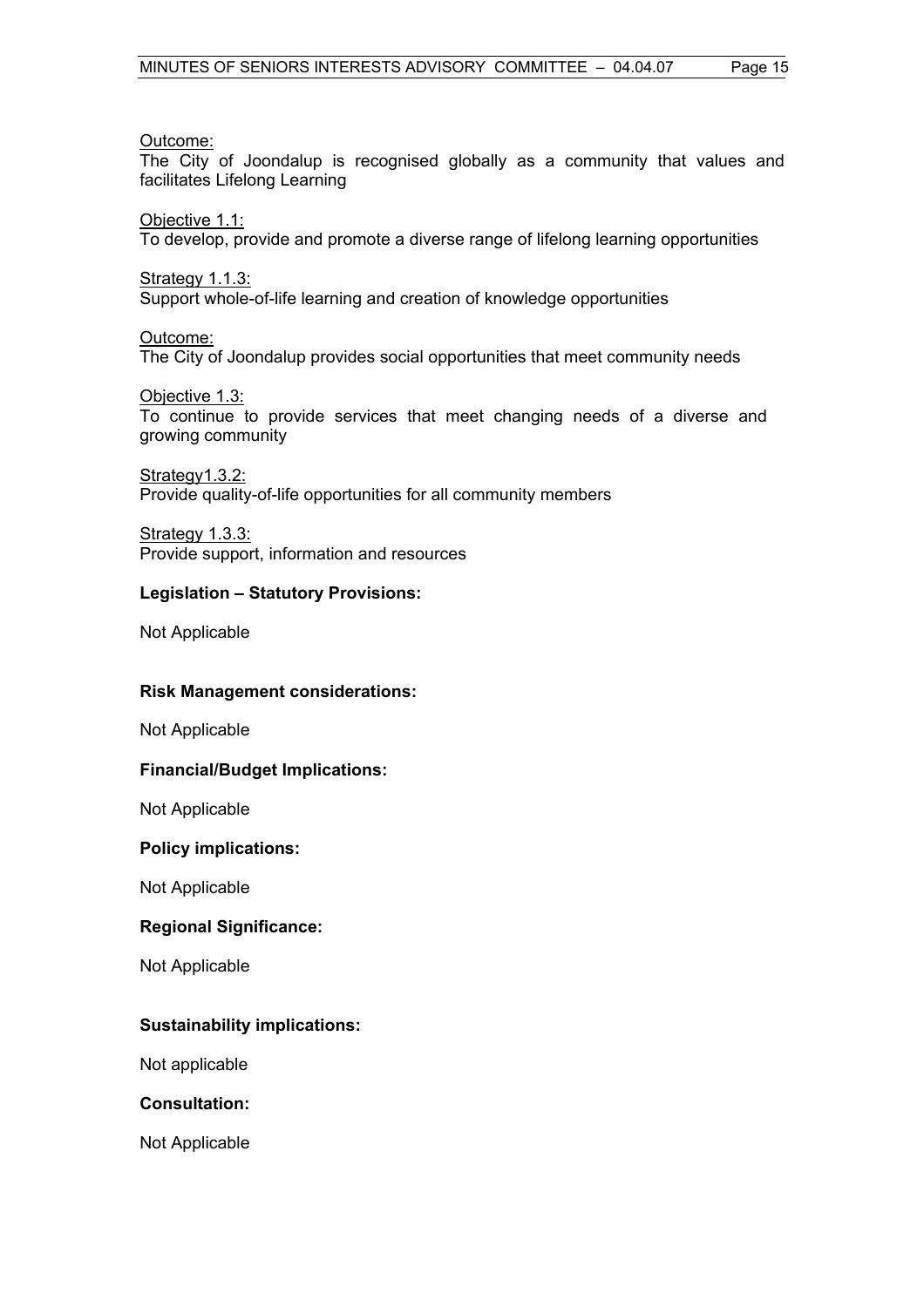Outcome:
The City of Joondalup is recognised globally as a community that values and facilitates Lifelong Learning

Objective 1.1:
To develop, provide and promote a diverse range of lifelong learning opportunities

Strategy 1.1.3:
Support whole-of-life learning and creation of knowledge opportunities

Outcome:
The City of Joondalup provides social opportunities that meet community needs

Objective 1.3:
To continue to provide services that meet changing needs of a diverse and growing community

Strategy1.3.2:
Provide quality-of-life opportunities for all community members

Strategy 1.3.3:
Provide support, information and resources

**Legislation – Statutory Provisions:**

Not Applicable

**Risk Management considerations:**

Not Applicable

**Financial/Budget Implications:**

Not Applicable

**Policy implications:**

Not Applicable

**Regional Significance:**

Not Applicable

**Sustainability implications:**

Not applicable

**Consultation:**

Not Applicable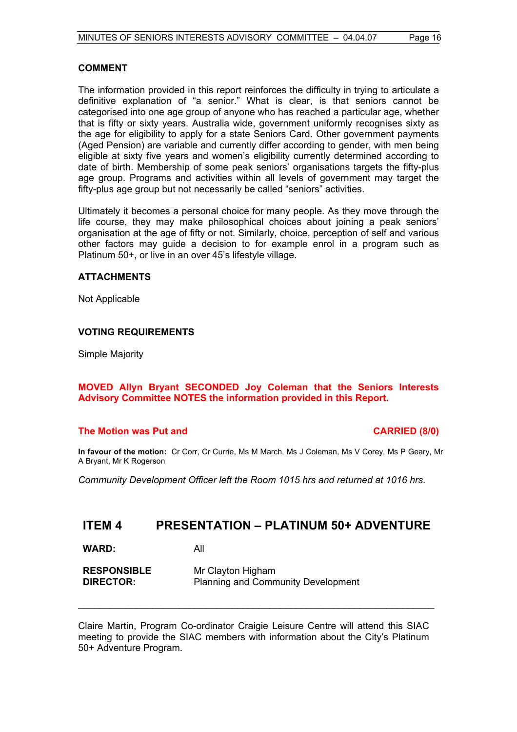**COMMENT**

The information provided in this report reinforces the difficulty in trying to articulate a definitive explanation of "a senior." What is clear, is that seniors cannot be categorised into one age group of anyone who has reached a particular age, whether that is fifty or sixty years. Australia wide, government uniformly recognises sixty as the age for eligibility to apply for a state Seniors Card. Other government payments (Aged Pension) are variable and currently differ according to gender, with men being eligible at sixty five years and women's eligibility currently determined according to date of birth. Membership of some peak seniors' organisations targets the fifty-plus age group. Programs and activities within all levels of government may target the fifty-plus age group but not necessarily be called "seniors" activities.

Ultimately it becomes a personal choice for many people. As they move through the life course, they may make philosophical choices about joining a peak seniors' organisation at the age of fifty or not. Similarly, choice, perception of self and various other factors may guide a decision to for example enrol in a program such as Platinum 50+, or live in an over 45's lifestyle village.

**ATTACHMENTS**

Not Applicable

**VOTING REQUIREMENTS**

Simple Majority

**MOVED Allyn Bryant SECONDED Joy Coleman that the Seniors Interests Advisory Committee NOTES the information provided in this Report.**

**The Motion was Put and CARRIED (8/0)**

**In favour of the motion:** Cr Corr, Cr Currie, Ms M March, Ms J Coleman, Ms V Corey, Ms P Geary, Mr A Bryant, Mr K Rogerson

*Community Development Officer left the Room 1015 hrs and returned at 1016 hrs.*

## ITEM 4 PRESENTATION – PLATINUM 50+ ADVENTURE

**WARD:** All

**RESPONSIBLE DIRECTOR:** Mr Clayton Higham, Planning and Community Development

---

Claire Martin, Program Co-ordinator Craigie Leisure Centre will attend this SIAC meeting to provide the SIAC members with information about the City's Platinum 50+ Adventure Program.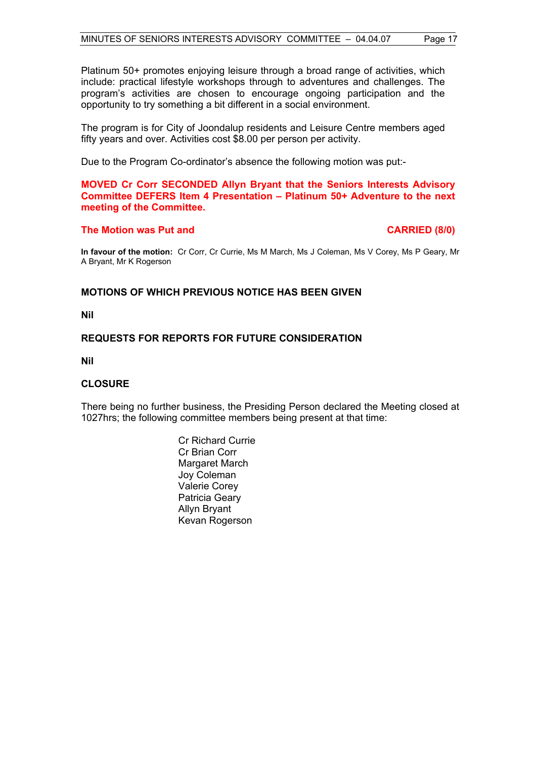Platinum 50+ promotes enjoying leisure through a broad range of activities, which include: practical lifestyle workshops through to adventures and challenges. The program's activities are chosen to encourage ongoing participation and the opportunity to try something a bit different in a social environment.

The program is for City of Joondalup residents and Leisure Centre members aged fifty years and over. Activities cost $8.00 per person per activity.

Due to the Program Co-ordinator's absence the following motion was put:-

**MOVED Cr Corr SECONDED Allyn Bryant that the Seniors Interests Advisory Committee DEFERS Item 4 Presentation – Platinum 50+ Adventure to the next meeting of the Committee.**

**The Motion was Put and CARRIED (8/0)**

**In favour of the motion:** Cr Corr, Cr Currie, Ms M March, Ms J Coleman, Ms V Corey, Ms P Geary, Mr A Bryant, Mr K Rogerson

## MOTIONS OF WHICH PREVIOUS NOTICE HAS BEEN GIVEN

**Nil**

## REQUESTS FOR REPORTS FOR FUTURE CONSIDERATION

**Nil**

## CLOSURE

There being no further business, the Presiding Person declared the Meeting closed at 1027hrs; the following committee members being present at that time:

Cr Richard Currie
Cr Brian Corr
Margaret March
Joy Coleman
Valerie Corey
Patricia Geary
Allyn Bryant
Kevan Rogerson